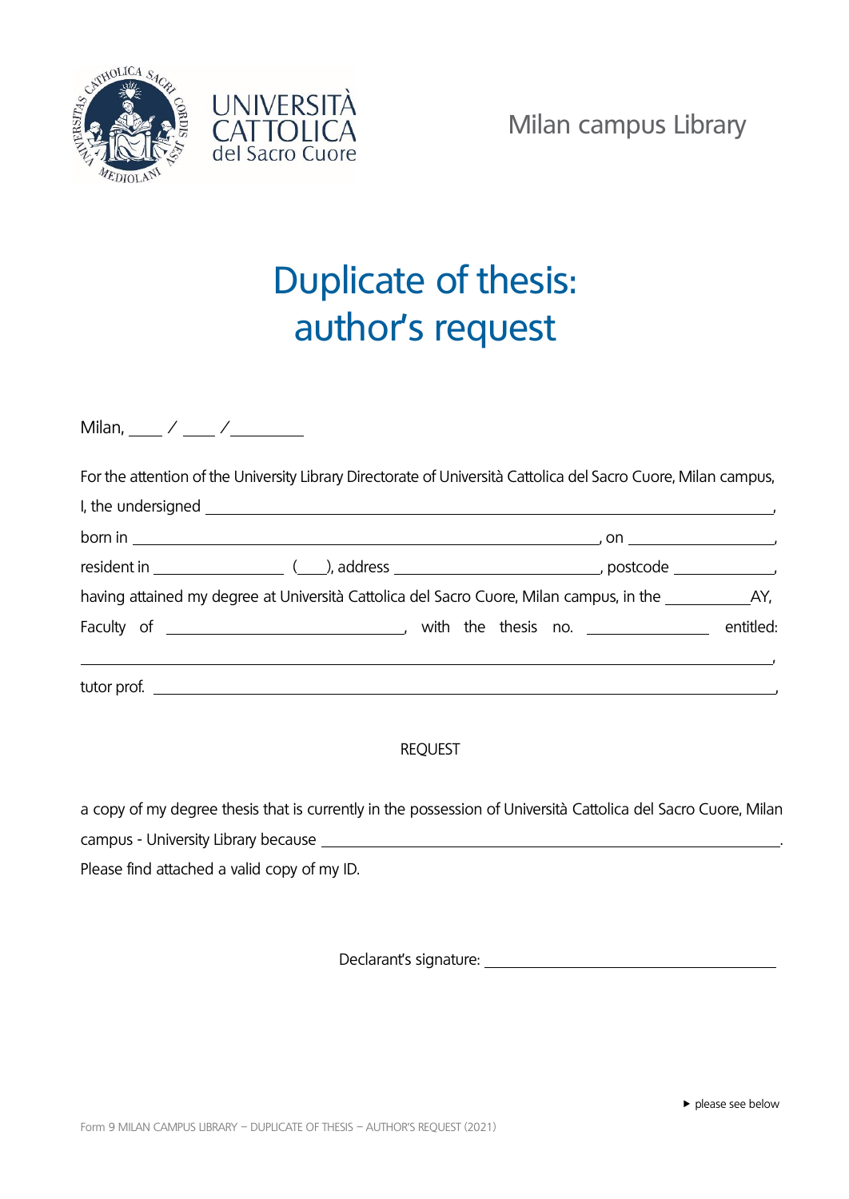UNIVERSITÀ CATTOLICA del Sacro Cuore

Milan campus Library

# Duplicate of thesis: author's request

Milan, ____ / ____ /________

For the attention of the University Library Directorate of Università Cattolica del Sacro Cuore, Milan campus,

I, the undersigned ________________________________________________________________,

born in ______________________________________________, on ________________,

resident in ______________ (___), address ______________________, postcode ___________,

having attained my degree at Università Cattolica del Sacro Cuore, Milan campus, in the __________AY,

Faculty of __________________________, with the thesis no. ______________ entitled:

________________________________________________________________________________,

tutor prof. ______________________________________________________________________,

REQUEST

a copy of my degree thesis that is currently in the possession of Università Cattolica del Sacro Cuore, Milan campus - University Library because _____________________________________________________.

Please find attached a valid copy of my ID.

Declarant's signature: ______________________________

▸ please see below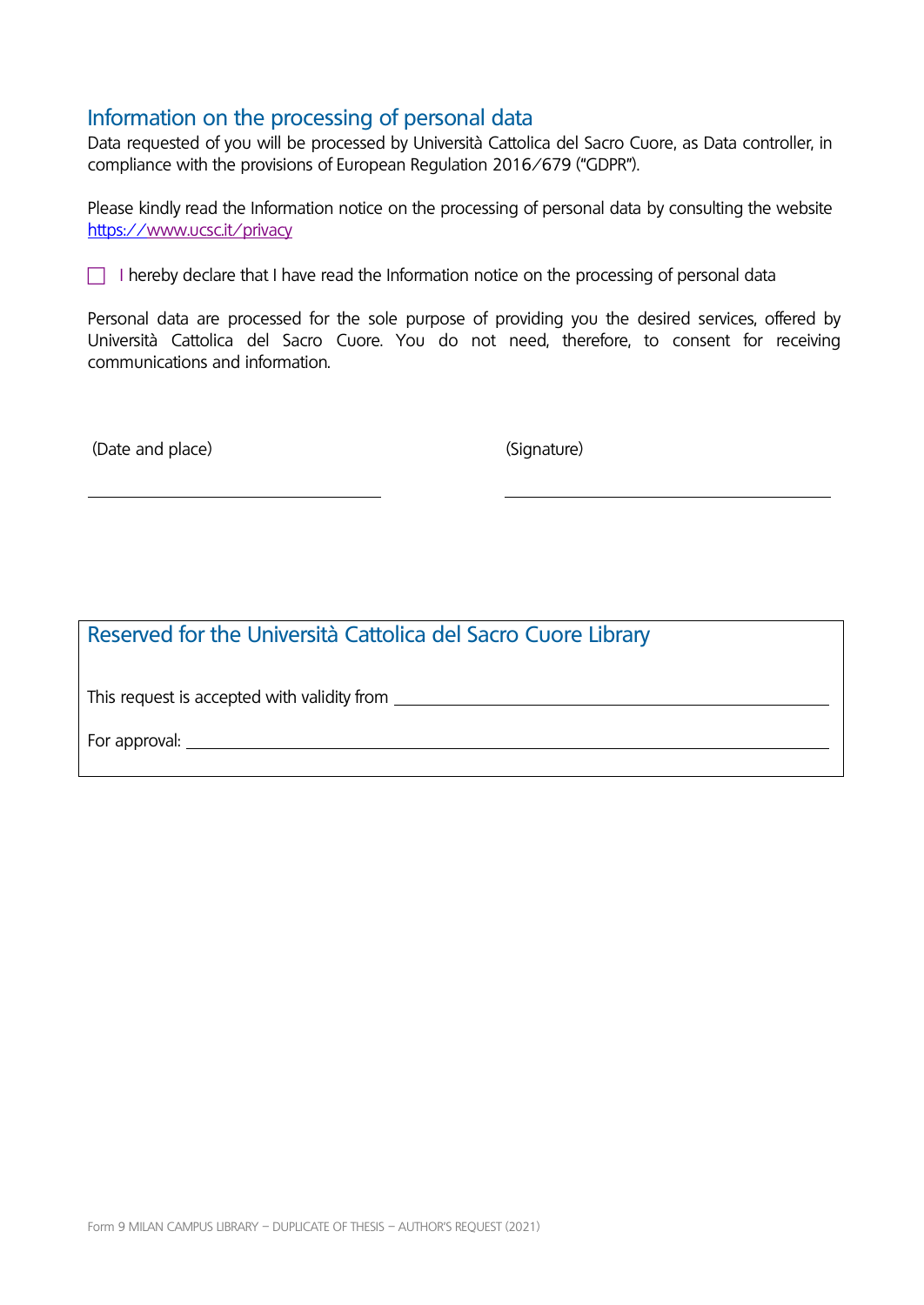## Information on the processing of personal data

Data requested of you will be processed by Università Cattolica del Sacro Cuore, as Data controller, in compliance with the provisions of European Regulation 2016/679 ("GDPR").

Please kindly read the Information notice on the processing of personal data by consulting the website https://www.ucsc.it/privacy

☐ I hereby declare that I have read the Information notice on the processing of personal data

Personal data are processed for the sole purpose of providing you the desired services, offered by Università Cattolica del Sacro Cuore. You do not need, therefore, to consent for receiving communications and information.

(Date and place) ______________________________

(Signature) ______________________________

## Reserved for the Università Cattolica del Sacro Cuore Library

This request is accepted with validity from ______________________________

For approval: ______________________________

Form 9 MILAN CAMPUS LIBRARY – DUPLICATE OF THESIS – AUTHOR'S REQUEST (2021)